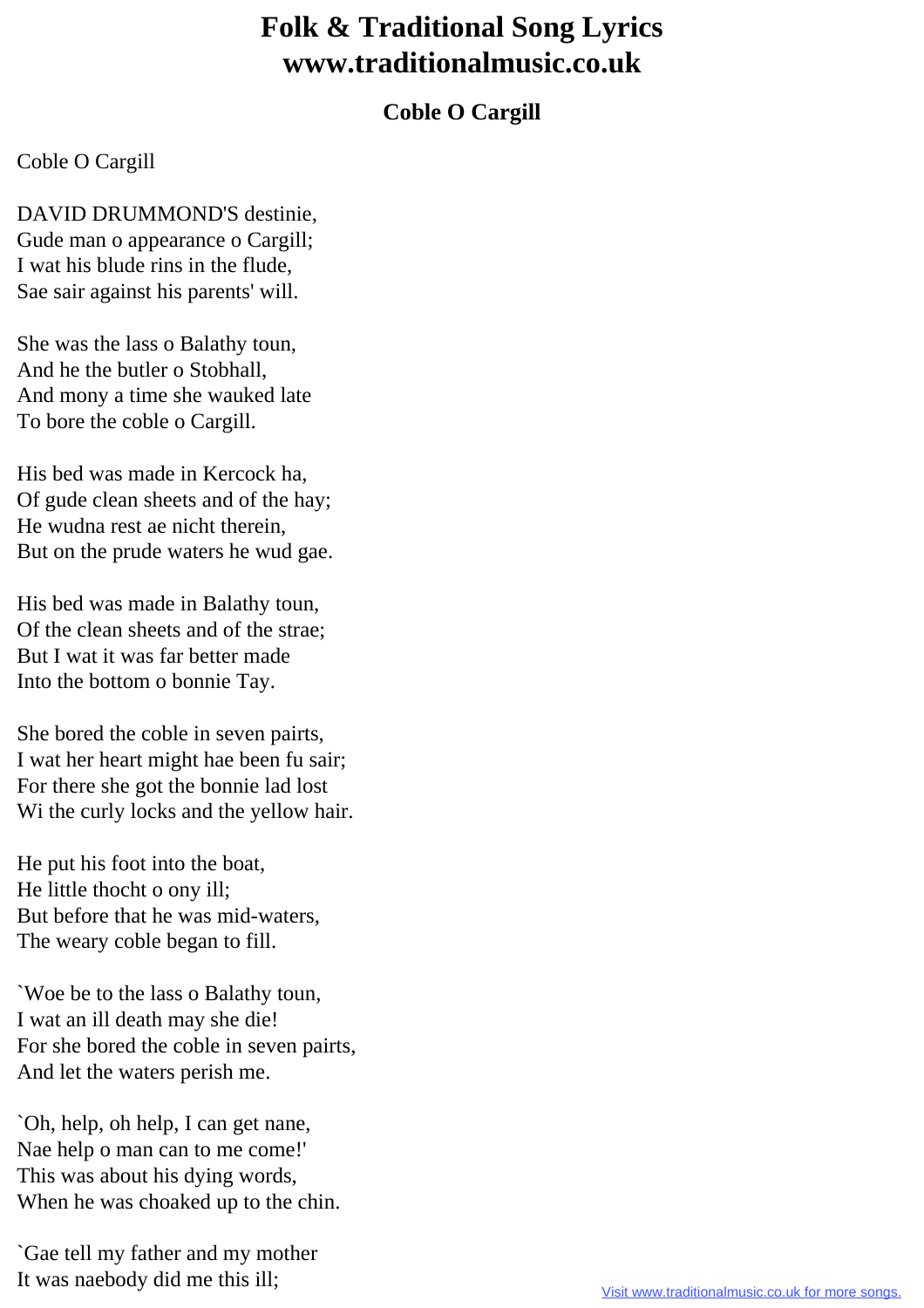# Folk & Traditional Song Lyrics
# www.traditionalmusic.co.uk

## Coble O Cargill

Coble O Cargill

DAVID DRUMMOND'S destinie,
Gude man o appearance o Cargill;
I wat his blude rins in the flude,
Sae sair against his parents' will.

She was the lass o Balathy toun,
And he the butler o Stobhall,
And mony a time she wauked late
To bore the coble o Cargill.

His bed was made in Kercock ha,
Of gude clean sheets and of the hay;
He wudna rest ae nicht therein,
But on the prude waters he wud gae.

His bed was made in Balathy toun,
Of the clean sheets and of the strae;
But I wat it was far better made
Into the bottom o bonnie Tay.

She bored the coble in seven pairts,
I wat her heart might hae been fu sair;
For there she got the bonnie lad lost
Wi the curly locks and the yellow hair.

He put his foot into the boat,
He little thocht o ony ill;
But before that he was mid-waters,
The weary coble began to fill.

`Woe be to the lass o Balathy toun,
I wat an ill death may she die!
For she bored the coble in seven pairts,
And let the waters perish me.

`Oh, help, oh help, I can get nane,
Nae help o man can to me come!'
This was about his dying words,
When he was choaked up to the chin.

`Gae tell my father and my mother
It was naebody did me this ill;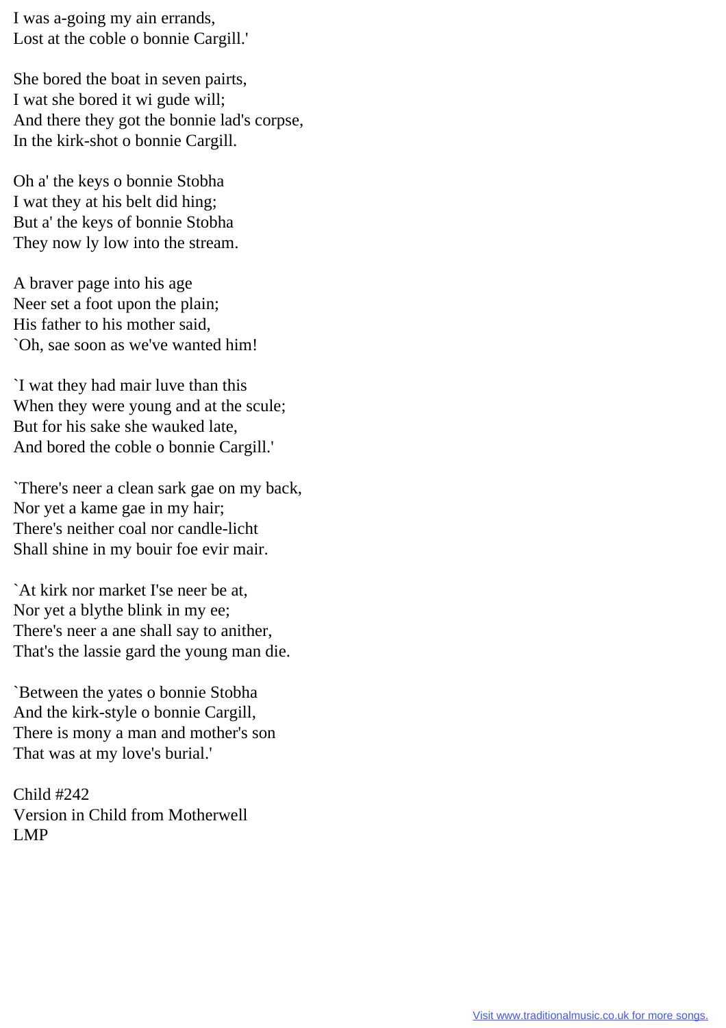I was a-going my ain errands,
Lost at the coble o bonnie Cargill.'

She bored the boat in seven pairts,
I wat she bored it wi gude will;
And there they got the bonnie lad's corpse,
In the kirk-shot o bonnie Cargill.

Oh a' the keys o bonnie Stobha
I wat they at his belt did hing;
But a' the keys of bonnie Stobha
They now ly low into the stream.

A braver page into his age
Neer set a foot upon the plain;
His father to his mother said,
`Oh, sae soon as we've wanted him!

`I wat they had mair luve than this
When they were young and at the scule;
But for his sake she wauked late,
And bored the coble o bonnie Cargill.'

`There's neer a clean sark gae on my back,
Nor yet a kame gae in my hair;
There's neither coal nor candle-licht
Shall shine in my bouir foe evir mair.

`At kirk nor market I'se neer be at,
Nor yet a blythe blink in my ee;
There's neer a ane shall say to anither,
That's the lassie gard the young man die.

`Between the yates o bonnie Stobha
And the kirk-style o bonnie Cargill,
There is mony a man and mother's son
That was at my love's burial.'

Child #242
Version in Child from Motherwell
LMP